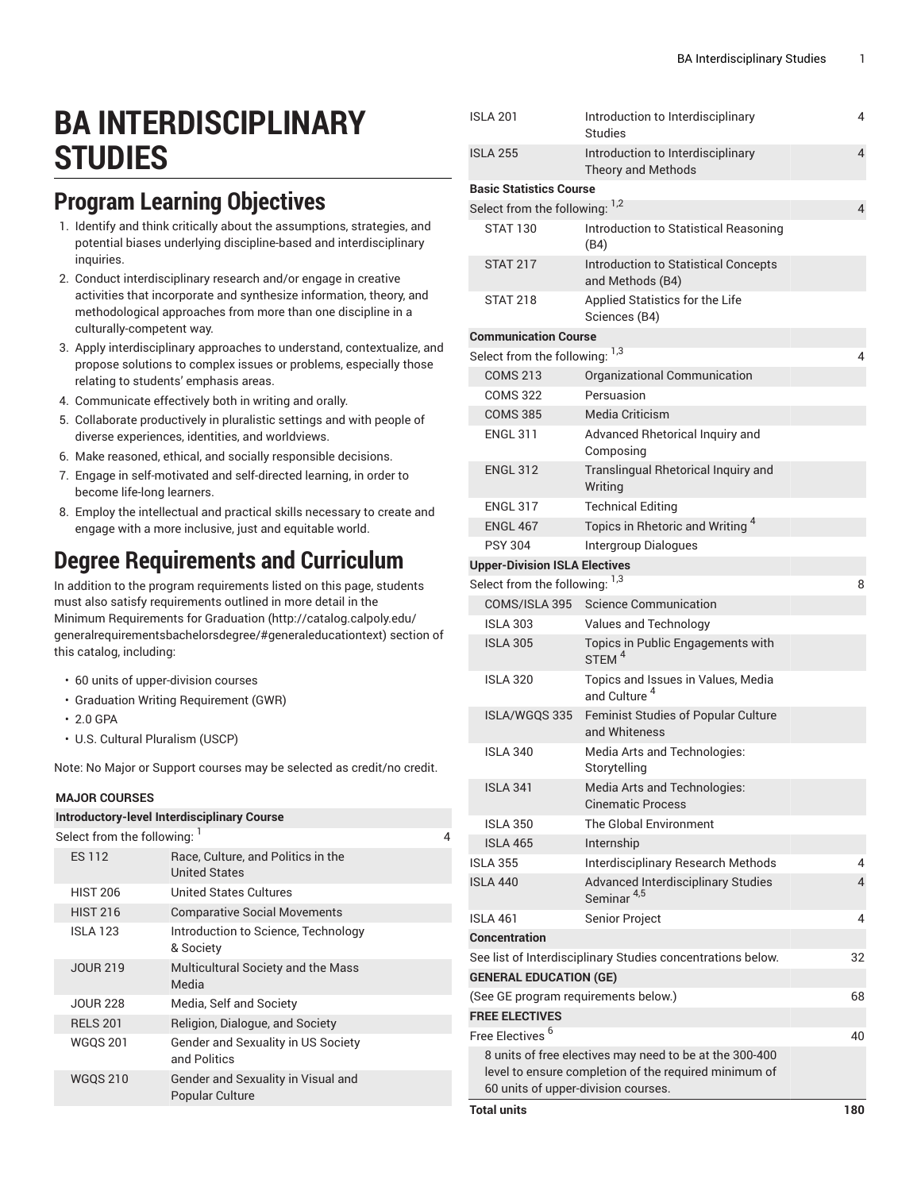# BA INTERDISCIPLINARY STUDIES

## Program Learning Objectives

1. Identify and think critically about the assumptions, strategies, and potential biases underlying discipline-based and interdisciplinary inquiries.
2. Conduct interdisciplinary research and/or engage in creative activities that incorporate and synthesize information, theory, and methodological approaches from more than one discipline in a culturally-competent way.
3. Apply interdisciplinary approaches to understand, contextualize, and propose solutions to complex issues or problems, especially those relating to students' emphasis areas.
4. Communicate effectively both in writing and orally.
5. Collaborate productively in pluralistic settings and with people of diverse experiences, identities, and worldviews.
6. Make reasoned, ethical, and socially responsible decisions.
7. Engage in self-motivated and self-directed learning, in order to become life-long learners.
8. Employ the intellectual and practical skills necessary to create and engage with a more inclusive, just and equitable world.

## Degree Requirements and Curriculum

In addition to the program requirements listed on this page, students must also satisfy requirements outlined in more detail in the Minimum Requirements for Graduation (http://catalog.calpoly.edu/generalrequirementsbachelorsdegree/#generaleducationtext) section of this catalog, including:

- 60 units of upper-division courses
- Graduation Writing Requirement (GWR)
- 2.0 GPA
- U.S. Cultural Pluralism (USCP)

Note: No Major or Support courses may be selected as credit/no credit.

| | | |
|---|---|---|
| **MAJOR COURSES** | | |
| **Introductory-level Interdisciplinary Course** | | |
| Select from the following: [1] | | 4 |
| ES 112 | Race, Culture, and Politics in the United States | |
| HIST 206 | United States Cultures | |
| HIST 216 | Comparative Social Movements | |
| ISLA 123 | Introduction to Science, Technology & Society | |
| JOUR 219 | Multicultural Society and the Mass Media | |
| JOUR 228 | Media, Self and Society | |
| RELS 201 | Religion, Dialogue, and Society | |
| WGQS 201 | Gender and Sexuality in US Society and Politics | |
| WGQS 210 | Gender and Sexuality in Visual and Popular Culture | |
| ISLA 201 | Introduction to Interdisciplinary Studies | 4 |
| ISLA 255 | Introduction to Interdisciplinary Theory and Methods | 4 |
| **Basic Statistics Course** | | |
| Select from the following: [1,2] | | 4 |
| STAT 130 | Introduction to Statistical Reasoning (B4) | |
| STAT 217 | Introduction to Statistical Concepts and Methods (B4) | |
| STAT 218 | Applied Statistics for the Life Sciences (B4) | |
| **Communication Course** | | |
| Select from the following: [1,3] | | 4 |
| COMS 213 | Organizational Communication | |
| COMS 322 | Persuasion | |
| COMS 385 | Media Criticism | |
| ENGL 311 | Advanced Rhetorical Inquiry and Composing | |
| ENGL 312 | Translingual Rhetorical Inquiry and Writing | |
| ENGL 317 | Technical Editing | |
| ENGL 467 | Topics in Rhetoric and Writing [4] | |
| PSY 304 | Intergroup Dialogues | |
| **Upper-Division ISLA Electives** | | |
| Select from the following: [1,3] | | 8 |
| COMS/ISLA 395 | Science Communication | |
| ISLA 303 | Values and Technology | |
| ISLA 305 | Topics in Public Engagements with STEM [4] | |
| ISLA 320 | Topics and Issues in Values, Media and Culture [4] | |
| ISLA/WGQS 335 | Feminist Studies of Popular Culture and Whiteness | |
| ISLA 340 | Media Arts and Technologies: Storytelling | |
| ISLA 341 | Media Arts and Technologies: Cinematic Process | |
| ISLA 350 | The Global Environment | |
| ISLA 465 | Internship | |
| ISLA 355 | Interdisciplinary Research Methods | 4 |
| ISLA 440 | Advanced Interdisciplinary Studies Seminar [4,5] | 4 |
| ISLA 461 | Senior Project | 4 |
| **Concentration** | | |
| See list of Interdisciplinary Studies concentrations below. | | 32 |
| **GENERAL EDUCATION (GE)** | | |
| (See GE program requirements below.) | | 68 |
| **FREE ELECTIVES** | | |
| Free Electives [6] | | 40 |
| 8 units of free electives may need to be at the 300-400 level to ensure completion of the required minimum of 60 units of upper-division courses. | | |
| **Total units** | | **180** |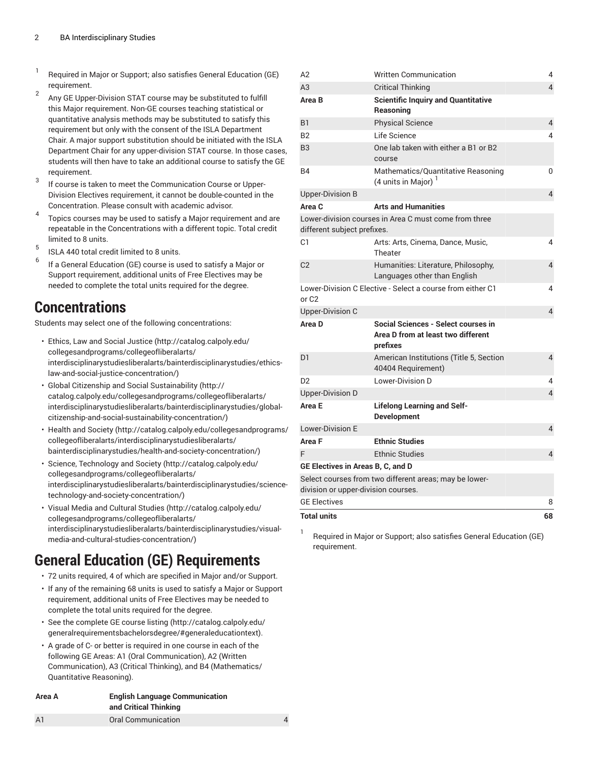1. Required in Major or Support; also satisfies General Education (GE) requirement.
2. Any GE Upper-Division STAT course may be substituted to fulfill this Major requirement. Non-GE courses teaching statistical or quantitative analysis methods may be substituted to satisfy this requirement but only with the consent of the ISLA Department Chair. A major support substitution should be initiated with the ISLA Department Chair for any upper-division STAT course. In those cases, students will then have to take an additional course to satisfy the GE requirement.
3. If course is taken to meet the Communication Course or Upper-Division Electives requirement, it cannot be double-counted in the Concentration. Please consult with academic advisor.
4. Topics courses may be used to satisfy a Major requirement and are repeatable in the Concentrations with a different topic. Total credit limited to 8 units.
5. ISLA 440 total credit limited to 8 units.
6. If a General Education (GE) course is used to satisfy a Major or Support requirement, additional units of Free Electives may be needed to complete the total units required for the degree.

# Concentrations

Students may select one of the following concentrations:

- Ethics, Law and Social Justice (http://catalog.calpoly.edu/collegesandprograms/collegeofliberalarts/interdisciplinarystudiesliberalarts/bainterdisciplinarystudies/ethics-law-and-social-justice-concentration/)
- Global Citizenship and Social Sustainability (http://catalog.calpoly.edu/collegesandprograms/collegeofliberalarts/interdisciplinarystudiesliberalarts/bainterdisciplinarystudies/global-citizenship-and-social-sustainability-concentration/)
- Health and Society (http://catalog.calpoly.edu/collegesandprograms/collegeofliberalarts/interdisciplinarystudiesliberalarts/bainterdisciplinarystudies/health-and-society-concentration/)
- Science, Technology and Society (http://catalog.calpoly.edu/collegesandprograms/collegeofliberalarts/interdisciplinarystudiesliberalarts/bainterdisciplinarystudies/science-technology-and-society-concentration/)
- Visual Media and Cultural Studies (http://catalog.calpoly.edu/collegesandprograms/collegeofliberalarts/interdisciplinarystudiesliberalarts/bainterdisciplinarystudies/visual-media-and-cultural-studies-concentration/)

# General Education (GE) Requirements

- 72 units required, 4 of which are specified in Major and/or Support.
- If any of the remaining 68 units is used to satisfy a Major or Support requirement, additional units of Free Electives may be needed to complete the total units required for the degree.
- See the complete GE course listing (http://catalog.calpoly.edu/generalrequirementsbachelorsdegree/#generaleducationtext).
- A grade of C- or better is required in one course in each of the following GE Areas: A1 (Oral Communication), A2 (Written Communication), A3 (Critical Thinking), and B4 (Mathematics/Quantitative Reasoning).

| | | |
|---|---|---|
| **Area A** | **English Language Communication and Critical Thinking** | |
| A1 | Oral Communication | 4 |
| A2 | Written Communication | 4 |
| A3 | Critical Thinking | 4 |
| **Area B** | **Scientific Inquiry and Quantitative Reasoning** | |
| B1 | Physical Science | 4 |
| B2 | Life Science | 4 |
| B3 | One lab taken with either a B1 or B2 course | |
| B4 | Mathematics/Quantitative Reasoning (4 units in Major) [1] | 0 |
| Upper-Division B | | 4 |
| **Area C** | **Arts and Humanities** | |
| Lower-division courses in Area C must come from three different subject prefixes. | | |
| C1 | Arts: Arts, Cinema, Dance, Music, Theater | 4 |
| C2 | Humanities: Literature, Philosophy, Languages other than English | 4 |
| Lower-Division C Elective - Select a course from either C1 or C2 | | 4 |
| Upper-Division C | | 4 |
| **Area D** | **Social Sciences - Select courses in Area D from at least two different prefixes** | |
| D1 | American Institutions (Title 5, Section 40404 Requirement) | 4 |
| D2 | Lower-Division D | 4 |
| Upper-Division D | | 4 |
| **Area E** | **Lifelong Learning and Self-Development** | |
| Lower-Division E | | 4 |
| **Area F** | **Ethnic Studies** | |
| F | Ethnic Studies | 4 |
| **GE Electives in Areas B, C, and D** | | |
| Select courses from two different areas; may be lower-division or upper-division courses. | | |
| GE Electives | | 8 |
| **Total units** | | **68** |

1. Required in Major or Support; also satisfies General Education (GE) requirement.